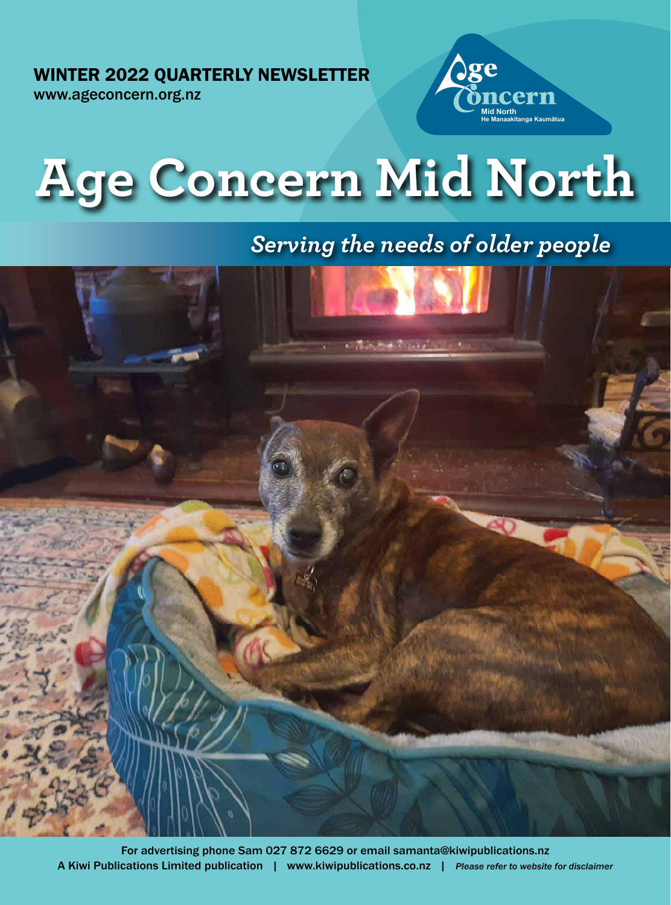WINTER 2022 QUARTERLY NEWSLETTER
www.ageconcern.org.nz

Age Concern
Mid North
He Manaakitanga Kaumātua

# Age Concern Mid North

## *Serving the needs of older people*

For advertising phone Sam 027 872 6629 or email samanta@kiwipublications.nz
A Kiwi Publications Limited publication | www.kiwipublications.co.nz | *Please refer to website for disclaimer*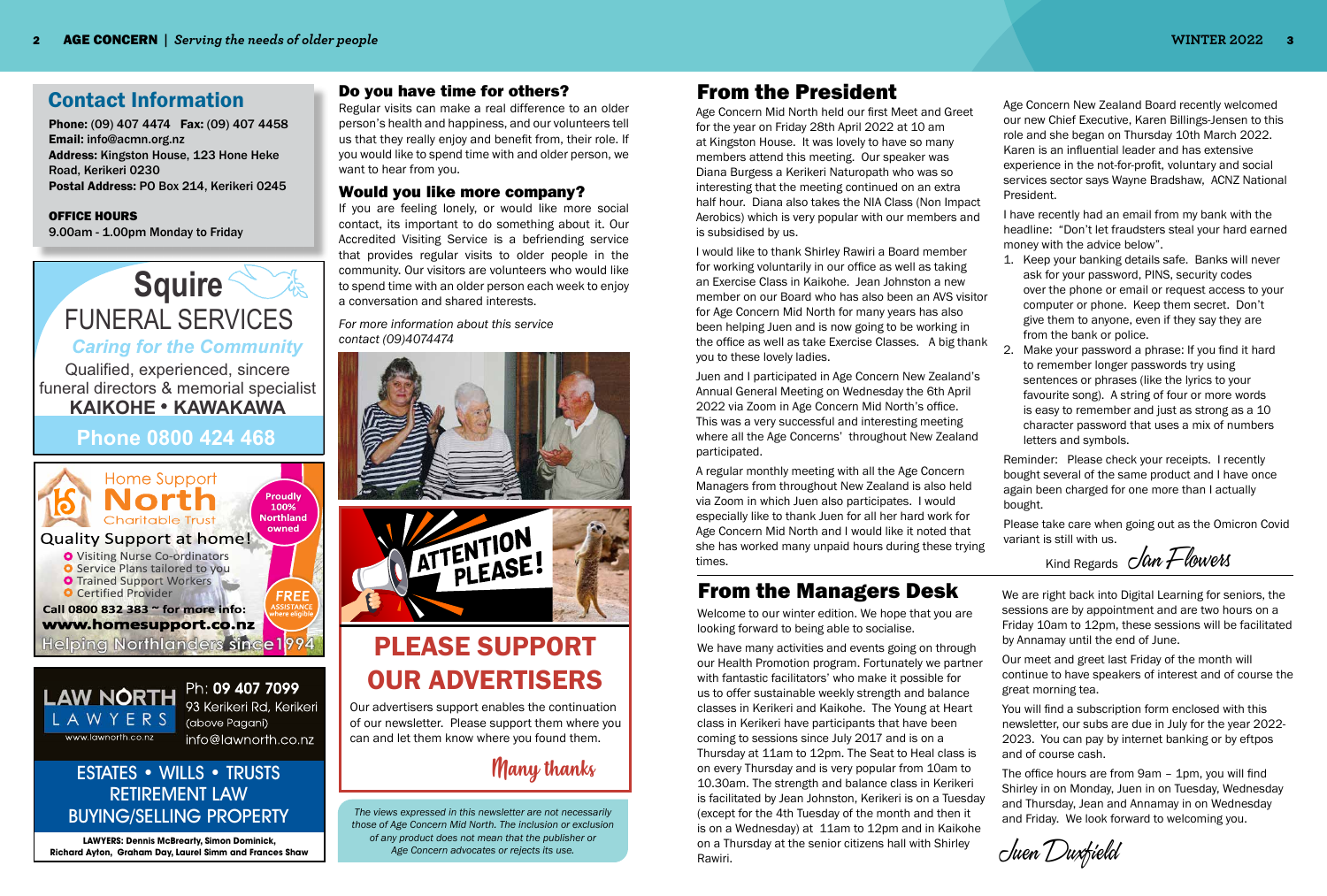## Contact Information

**Phone:** (09) 407 4474 **Fax:** (09) 407 4458
**Email:** info@acmn.org.nz
**Address:** Kingston House, 123 Hone Heke Road, Kerikeri 0230
**Postal Address:** PO Box 214, Kerikeri 0245

**OFFICE HOURS**
9.00am - 1.00pm Monday to Friday

**Squire FUNERAL SERVICES**
*Caring for the Community*
Qualified, experienced, sincere funeral directors & memorial specialist
**KAIKOHE • KAWAKAWA**
**Phone 0800 424 468**

**Home Support North Charitable Trust**
Proudly 100% Northland owned
Quality Support at home!
- Visiting Nurse Co-ordinators
- Service Plans tailored to you
- Trained Support Workers
- Certified Provider

FREE ASSISTANCE where eligible
**Call 0800 832 383 ~ for more info: www.homesupport.co.nz**
Helping Northlanders since 1994

**LAW NORTH LAWYERS**
www.lawnorth.co.nz
Ph: **09 407 7099**
93 Kerikeri Rd, Kerikeri (above Pagani)
info@lawnorth.co.nz

ESTATES • WILLS • TRUSTS
RETIREMENT LAW
BUYING/SELLING PROPERTY

**LAWYERS: Dennis McBrearty, Simon Dominick, Richard Ayton, Graham Day, Laurel Simm and Frances Shaw**

### Do you have time for others?

Regular visits can make a real difference to an older person's health and happiness, and our volunteers tell us that they really enjoy and benefit from, their role. If you would like to spend time with and older person, we want to hear from you.

### Would you like more company?

If you are feeling lonely, or would like more social contact, its important to do something about it. Our Accredited Visiting Service is a befriending service that provides regular visits to older people in the community. Our visitors are volunteers who would like to spend time with an older person each week to enjoy a conversation and shared interests.

*For more information about this service contact (09)4074474*

ATTENTION PLEASE!

## PLEASE SUPPORT OUR ADVERTISERS

Our advertisers support enables the continuation of our newsletter. Please support them where you can and let them know where you found them.

Many thanks

*The views expressed in this newsletter are not necessarily those of Age Concern Mid North. The inclusion or exclusion of any product does not mean that the publisher or Age Concern advocates or rejects its use.*

## From the President

Age Concern Mid North held our first Meet and Greet for the year on Friday 28th April 2022 at 10 am at Kingston House. It was lovely to have so many members attend this meeting. Our speaker was Diana Burgess a Kerikeri Naturopath who was so interesting that the meeting continued on an extra half hour. Diana also takes the NIA Class (Non Impact Aerobics) which is very popular with our members and is subsidised by us.

I would like to thank Shirley Rawiri a Board member for working voluntarily in our office as well as taking an Exercise Class in Kaikohe. Jean Johnston a new member on our Board who has also been an AVS visitor for Age Concern Mid North for many years has also been helping Juen and is now going to be working in the office as well as take Exercise Classes. A big thank you to these lovely ladies.

Juen and I participated in Age Concern New Zealand's Annual General Meeting on Wednesday the 6th April 2022 via Zoom in Age Concern Mid North's office. This was a very successful and interesting meeting where all the Age Concerns' throughout New Zealand participated.

A regular monthly meeting with all the Age Concern Managers from throughout New Zealand is also held via Zoom in which Juen also participates. I would especially like to thank Juen for all her hard work for Age Concern Mid North and I would like it noted that she has worked many unpaid hours during these trying times.

Age Concern New Zealand Board recently welcomed our new Chief Executive, Karen Billings-Jensen to this role and she began on Thursday 10th March 2022. Karen is an influential leader and has extensive experience in the not-for-profit, voluntary and social services sector says Wayne Bradshaw, ACNZ National President.

I have recently had an email from my bank with the headline: "Don't let fraudsters steal your hard earned money with the advice below".

1. Keep your banking details safe. Banks will never ask for your password, PINS, security codes over the phone or email or request access to your computer or phone. Keep them secret. Don't give them to anyone, even if they say they are from the bank or police.
2. Make your password a phrase: If you find it hard to remember longer passwords try using sentences or phrases (like the lyrics to your favourite song). A string of four or more words is easy to remember and just as strong as a 10 character password that uses a mix of numbers letters and symbols.

Reminder: Please check your receipts. I recently bought several of the same product and I have once again been charged for one more than I actually bought.

Please take care when going out as the Omicron Covid variant is still with us.

Kind Regards Jan Flowers

## From the Managers Desk

Welcome to our winter edition. We hope that you are looking forward to being able to socialise.

We have many activities and events going on through our Health Promotion program. Fortunately we partner with fantastic facilitators' who make it possible for us to offer sustainable weekly strength and balance classes in Kerikeri and Kaikohe. The Young at Heart class in Kerikeri have participants that have been coming to sessions since July 2017 and is on a Thursday at 11am to 12pm. The Seat to Heal class is on every Thursday and is very popular from 10am to 10.30am. The strength and balance class in Kerikeri is facilitated by Jean Johnston, Kerikeri is on a Tuesday (except for the 4th Tuesday of the month and then it is on a Wednesday) at 11am to 12pm and in Kaikohe on a Thursday at the senior citizens hall with Shirley Rawiri.

We are right back into Digital Learning for seniors, the sessions are by appointment and are two hours on a Friday 10am to 12pm, these sessions will be facilitated by Annamay until the end of June.

Our meet and greet last Friday of the month will continue to have speakers of interest and of course the great morning tea.

You will find a subscription form enclosed with this newsletter, our subs are due in July for the year 2022-2023. You can pay by internet banking or by eftpos and of course cash.

The office hours are from 9am – 1pm, you will find Shirley in on Monday, Juen in on Tuesday, Wednesday and Thursday, Jean and Annamay in on Wednesday and Friday. We look forward to welcoming you.

Juen Duxfield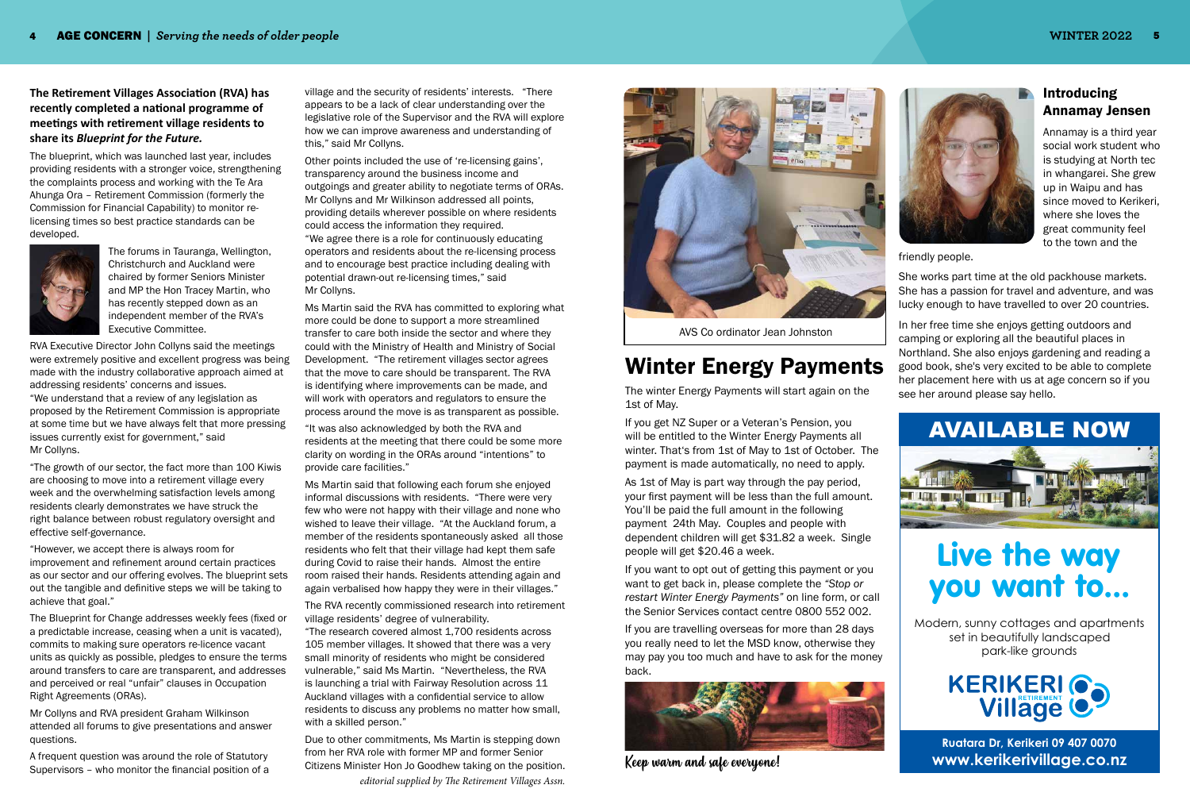**The Retirement Villages Association (RVA) has recently completed a national programme of meetings with retirement village residents to share its *Blueprint for the Future.***

The blueprint, which was launched last year, includes providing residents with a stronger voice, strengthening the complaints process and working with the Te Ara Ahunga Ora – Retirement Commission (formerly the Commission for Financial Capability) to monitor re-licensing times so best practice standards can be developed.

The forums in Tauranga, Wellington, Christchurch and Auckland were chaired by former Seniors Minister and MP the Hon Tracey Martin, who has recently stepped down as an independent member of the RVA's Executive Committee.

RVA Executive Director John Collyns said the meetings were extremely positive and excellent progress was being made with the industry collaborative approach aimed at addressing residents' concerns and issues.

"We understand that a review of any legislation as proposed by the Retirement Commission is appropriate at some time but we have always felt that more pressing issues currently exist for government," said Mr Collyns.

"The growth of our sector, the fact more than 100 Kiwis are choosing to move into a retirement village every week and the overwhelming satisfaction levels among residents clearly demonstrates we have struck the right balance between robust regulatory oversight and effective self-governance.

"However, we accept there is always room for improvement and refinement around certain practices as our sector and our offering evolves. The blueprint sets out the tangible and definitive steps we will be taking to achieve that goal."

The Blueprint for Change addresses weekly fees (fixed or a predictable increase, ceasing when a unit is vacated), commits to making sure operators re-licence vacant units as quickly as possible, pledges to ensure the terms around transfers to care are transparent, and addresses and perceived or real "unfair" clauses in Occupation Right Agreements (ORAs).

Mr Collyns and RVA president Graham Wilkinson attended all forums to give presentations and answer questions.

A frequent question was around the role of Statutory Supervisors – who monitor the financial position of a village and the security of residents' interests. "There appears to be a lack of clear understanding over the legislative role of the Supervisor and the RVA will explore how we can improve awareness and understanding of this," said Mr Collyns.

Other points included the use of 're-licensing gains', transparency around the business income and outgoings and greater ability to negotiate terms of ORAs. Mr Collyns and Mr Wilkinson addressed all points, providing details wherever possible on where residents could access the information they required.

"We agree there is a role for continuously educating operators and residents about the re-licensing process and to encourage best practice including dealing with potential drawn-out re-licensing times," said Mr Collyns.

Ms Martin said the RVA has committed to exploring what more could be done to support a more streamlined transfer to care both inside the sector and where they could with the Ministry of Health and Ministry of Social Development. "The retirement villages sector agrees that the move to care should be transparent. The RVA is identifying where improvements can be made, and will work with operators and regulators to ensure the process around the move is as transparent as possible.

"It was also acknowledged by both the RVA and residents at the meeting that there could be some more clarity on wording in the ORAs around "intentions" to provide care facilities."

Ms Martin said that following each forum she enjoyed informal discussions with residents. "There were very few who were not happy with their village and none who wished to leave their village. "At the Auckland forum, a member of the residents spontaneously asked all those residents who felt that their village had kept them safe during Covid to raise their hands. Almost the entire room raised their hands. Residents attending again and again verbalised how happy they were in their villages."

The RVA recently commissioned research into retirement village residents' degree of vulnerability.

"The research covered almost 1,700 residents across 105 member villages. It showed that there was a very small minority of residents who might be considered vulnerable," said Ms Martin. "Nevertheless, the RVA is launching a trial with Fairway Resolution across 11 Auckland villages with a confidential service to allow residents to discuss any problems no matter how small, with a skilled person."

Due to other commitments, Ms Martin is stepping down from her RVA role with former MP and former Senior Citizens Minister Hon Jo Goodhew taking on the position.

*editorial supplied by The Retirement Villages Assn.*

AVS Co ordinator Jean Johnston

## Winter Energy Payments

The winter Energy Payments will start again on the 1st of May.

If you get NZ Super or a Veteran's Pension, you will be entitled to the Winter Energy Payments all winter. That's from 1st of May to 1st of October. The payment is made automatically, no need to apply.

As 1st of May is part way through the pay period, your first payment will be less than the full amount. You'll be paid the full amount in the following payment 24th May. Couples and people with dependent children will get $31.82 a week. Single people will get $20.46 a week.

If you want to opt out of getting this payment or you want to get back in, please complete the *"Stop or restart Winter Energy Payments"* on line form, or call the Senior Services contact centre 0800 552 002.

If you are travelling overseas for more than 28 days you really need to let the MSD know, otherwise they may pay you too much and have to ask for the money back.

Keep warm and safe everyone!

### Introducing Annamay Jensen

Annamay is a third year social work student who is studying at North tec in whangarei. She grew up in Waipu and has since moved to Kerikeri, where she loves the great community feel to the town and the friendly people.

She works part time at the old packhouse markets. She has a passion for travel and adventure, and was lucky enough to have travelled to over 20 countries.

In her free time she enjoys getting outdoors and camping or exploring all the beautiful places in Northland. She also enjoys gardening and reading a good book, she's very excited to be able to complete her placement here with us at age concern so if you see her around please say hello.

## AVAILABLE NOW

## Live the way you want to...

Modern, sunny cottages and apartments set in beautifully landscaped park-like grounds

**KERIKERI Retirement Village**

**Ruatara Dr, Kerikeri 09 407 0070**
**www.kerikerivillage.co.nz**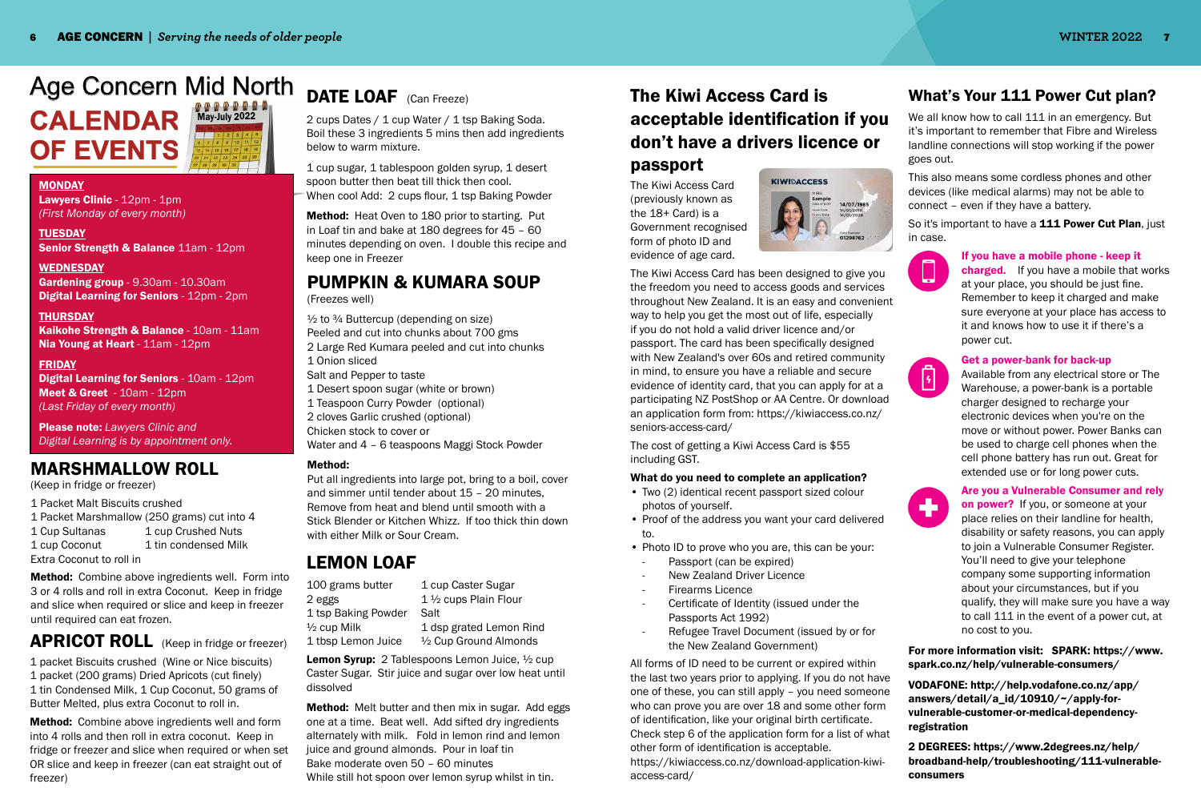# Age Concern Mid North CALENDAR OF EVENTS

**MONDAY**
**Lawyers Clinic** - 12pm - 1pm
*(First Monday of every month)*

**TUESDAY**
**Senior Strength & Balance** 11am - 12pm

**WEDNESDAY**
**Gardening group** - 9.30am - 10.30am
**Digital Learning for Seniors** - 12pm - 2pm

**THURSDAY**
**Kaikohe Strength & Balance** - 10am - 11am
**Nia Young at Heart** - 11am - 12pm

**FRIDAY**
**Digital Learning for Seniors** - 10am - 12pm
**Meet & Greet** - 10am - 12pm
*(Last Friday of every month)*

**Please note:** *Lawyers Clinic and Digital Learning is by appointment only.*

## MARSHMALLOW ROLL

(Keep in fridge or freezer)

1 Packet Malt Biscuits crushed
1 Packet Marshmallow (250 grams) cut into 4
1 Cup Sultanas — 1 cup Crushed Nuts
1 cup Coconut — 1 tin condensed Milk
Extra Coconut to roll in

**Method:** Combine above ingredients well. Form into 3 or 4 rolls and roll in extra Coconut. Keep in fridge and slice when required or slice and keep in freezer until required can eat frozen.

## APRICOT ROLL (Keep in fridge or freezer)

1 packet Biscuits crushed (Wine or Nice biscuits)
1 packet (200 grams) Dried Apricots (cut finely)
1 tin Condensed Milk, 1 Cup Coconut, 50 grams of Butter Melted, plus extra Coconut to roll in.

**Method:** Combine above ingredients well and form into 4 rolls and then roll in extra coconut. Keep in fridge or freezer and slice when required or when set OR slice and keep in freezer (can eat straight out of freezer)

## DATE LOAF (Can Freeze)

2 cups Dates / 1 cup Water / 1 tsp Baking Soda. Boil these 3 ingredients 5 mins then add ingredients below to warm mixture.

1 cup sugar, 1 tablespoon golden syrup, 1 desert spoon butter then beat till thick then cool.
When cool Add: 2 cups flour, 1 tsp Baking Powder

**Method:** Heat Oven to 180 prior to starting. Put in Loaf tin and bake at 180 degrees for 45 – 60 minutes depending on oven. I double this recipe and keep one in Freezer

## PUMPKIN & KUMARA SOUP

(Freezes well)

½ to ¾ Buttercup (depending on size)
Peeled and cut into chunks about 700 gms
2 Large Red Kumara peeled and cut into chunks
1 Onion sliced
Salt and Pepper to taste
1 Desert spoon sugar (white or brown)
1 Teaspoon Curry Powder (optional)
2 cloves Garlic crushed (optional)
Chicken stock to cover or
Water and 4 – 6 teaspoons Maggi Stock Powder

**Method:**

Put all ingredients into large pot, bring to a boil, cover and simmer until tender about 15 – 20 minutes, Remove from heat and blend until smooth with a Stick Blender or Kitchen Whizz. If too thick thin down with either Milk or Sour Cream.

## LEMON LOAF

100 grams butter — 1 cup Caster Sugar
2 eggs — 1 ½ cups Plain Flour
1 tsp Baking Powder — Salt
½ cup Milk — 1 dsp grated Lemon Rind
1 tbsp Lemon Juice — ½ Cup Ground Almonds

**Lemon Syrup:** 2 Tablespoons Lemon Juice, ½ cup Caster Sugar. Stir juice and sugar over low heat until dissolved

**Method:** Melt butter and then mix in sugar. Add eggs one at a time. Beat well. Add sifted dry ingredients alternately with milk. Fold in lemon rind and lemon juice and ground almonds. Pour in loaf tin
Bake moderate oven 50 – 60 minutes
While still hot spoon over lemon syrup whilst in tin.

## The Kiwi Access Card is acceptable identification if you don't have a drivers licence or passport

The Kiwi Access Card (previously known as the 18+ Card) is a Government recognised form of photo ID and evidence of age card.

The Kiwi Access Card has been designed to give you the freedom you need to access goods and services throughout New Zealand. It is an easy and convenient way to help you get the most out of life, especially if you do not hold a valid driver licence and/or passport. The card has been specifically designed with New Zealand's over 60s and retired community in mind, to ensure you have a reliable and secure evidence of identity card, that you can apply for at a participating NZ PostShop or AA Centre. Or download an application form from: https://kiwiaccess.co.nz/seniors-access-card/

The cost of getting a Kiwi Access Card is $55 including GST.

**What do you need to complete an application?**

- Two (2) identical recent passport sized colour photos of yourself.
- Proof of the address you want your card delivered to.
- Photo ID to prove who you are, this can be your:
  - Passport (can be expired)
  - New Zealand Driver Licence
  - Firearms Licence
  - Certificate of Identity (issued under the Passports Act 1992)
  - Refugee Travel Document (issued by or for the New Zealand Government)

All forms of ID need to be current or expired within the last two years prior to applying. If you do not have one of these, you can still apply – you need someone who can prove you are over 18 and some other form of identification, like your original birth certificate. Check step 6 of the application form for a list of what other form of identification is acceptable.
https://kiwiaccess.co.nz/download-application-kiwi-access-card/

## What's Your 111 Power Cut plan?

We all know how to call 111 in an emergency. But it's important to remember that Fibre and Wireless landline connections will stop working if the power goes out.

This also means some cordless phones and other devices (like medical alarms) may not be able to connect – even if they have a battery.

So it's important to have a **111 Power Cut Plan**, just in case.

**If you have a mobile phone - keep it charged.** If you have a mobile that works at your place, you should be just fine. Remember to keep it charged and make sure everyone at your place has access to it and knows how to use it if there's a power cut.

**Get a power-bank for back-up**
Available from any electrical store or The Warehouse, a power-bank is a portable charger designed to recharge your electronic devices when you're on the move or without power. Power Banks can be used to charge cell phones when the cell phone battery has run out. Great for extended use or for long power cuts.

**Are you a Vulnerable Consumer and rely on power?** If you, or someone at your place relies on their landline for health, disability or safety reasons, you can apply to join a Vulnerable Consumer Register. You'll need to give your telephone company some supporting information about your circumstances, but if you qualify, they will make sure you have a way to call 111 in the event of a power cut, at no cost to you.

**For more information visit: SPARK: https://www.spark.co.nz/help/vulnerable-consumers/**

**VODAFONE: http://help.vodafone.co.nz/app/answers/detail/a_id/10910/~/apply-for-vulnerable-customer-or-medical-dependency-registration**

**2 DEGREES: https://www.2degrees.nz/help/broadband-help/troubleshooting/111-vulnerable-consumers**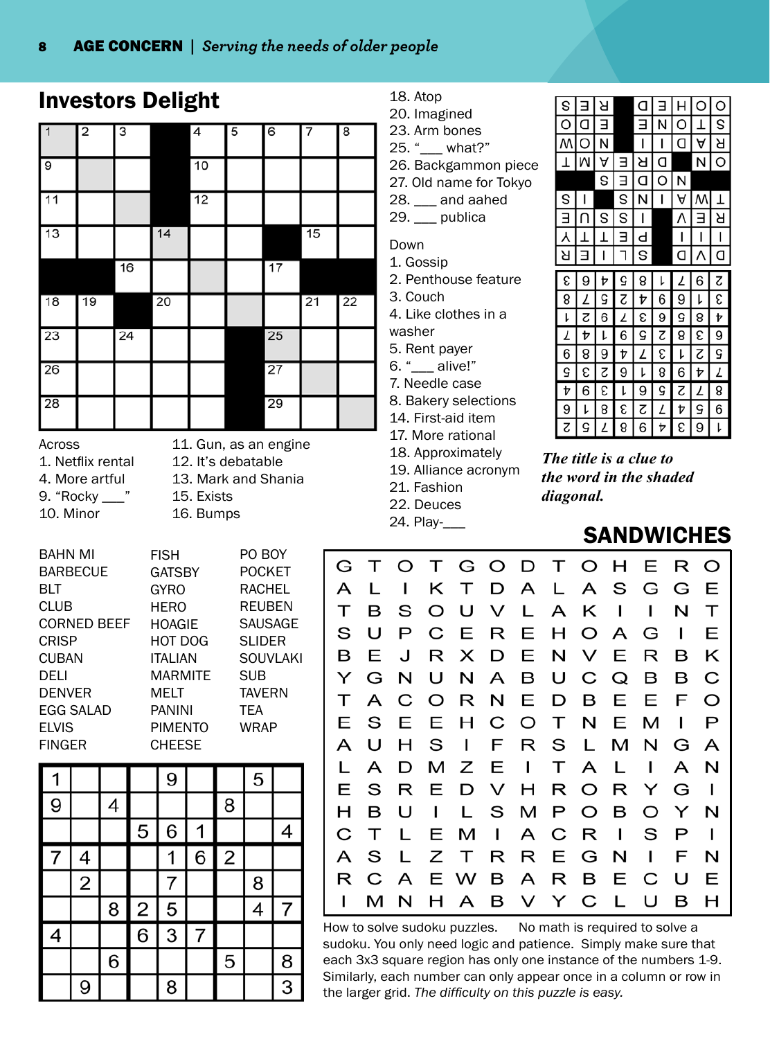## Investors Delight

**Across**

1. Netflix rental
4. More artful
9. "Rocky ___"
10. Minor
11. Gun, as an engine
12. It's debatable
13. Mark and Shania
15. Exists
16. Bumps
18. Atop
20. Imagined
23. Arm bones
25. "___ what?"
26. Backgammon piece
27. Old name for Tokyo
28. ___ and aahed
29. ___ publica

**Down**

1. Gossip
2. Penthouse feature
3. Couch
4. Like clothes in a washer
5. Rent payer
6. "___ alive!"
7. Needle case
8. Bakery selections
14. First-aid item
17. More rational
18. Approximately
19. Alliance acronym
21. Fashion
22. Deuces
24. Play-___

***The title is a clue to the word in the shaded diagonal.***

## SANDWICHES

BAHN MI, BARBECUE, BLT, CLUB, CORNED BEEF, CRISP, CUBAN, DELI, DENVER, EGG SALAD, ELVIS, FINGER, FISH, GATSBY, GYRO, HERO, HOAGIE, HOT DOG, ITALIAN, MARMITE, MELT, PANINI, PIMENTO CHEESE, PO BOY, POCKET, RACHEL, REUBEN, SAUSAGE, SLIDER, SOUVLAKI, SUB, TAVERN, TEA, WRAP

| | | | | | | | | | | | | |
|---|---|---|---|---|---|---|---|---|---|---|---|---|
| G | T | O | T | G | O | D | T | O | H | E | R | O |
| A | L | I | K | T | D | A | L | A | S | G | G | E |
| T | B | S | O | U | V | L | A | K | I | I | N | T |
| S | U | P | C | E | R | E | H | O | A | G | I | E |
| B | E | J | R | X | D | E | N | V | E | R | B | K |
| Y | G | N | U | N | A | B | U | C | Q | B | B | C |
| T | A | C | O | R | N | E | D | B | E | E | F | O |
| E | S | E | E | H | C | O | T | N | E | M | I | P |
| A | U | H | S | I | F | R | S | L | M | N | G | A |
| L | A | D | M | Z | E | I | T | A | L | I | A | N |
| E | S | R | E | D | V | H | R | O | R | Y | G | I |
| H | B | U | I | L | S | M | P | O | B | O | Y | N |
| C | T | L | E | M | I | A | C | R | I | S | P | I |
| A | S | L | Z | T | R | R | E | G | N | I | F | N |
| R | C | A | E | W | B | A | R | B | E | C | U | E |
| I | M | N | H | A | B | V | Y | C | L | U | B | H |

| | | | | | | | | |
|---|---|---|---|---|---|---|---|---|
| 1 | | | | 9 | | | 5 | |
| 9 | | 4 | | | | 8 | | |
| | | | 5 | 6 | 1 | | | 4 |
| 7 | 4 | | | 1 | 6 | 2 | | |
| | 2 | | | 7 | | | 8 | |
| | | 8 | 2 | 5 | | | 4 | 7 |
| 4 | | | 6 | 3 | 7 | | | |
| | | 6 | | | | 5 | | 8 |
| | 9 | | | 8 | | | | 3 |

How to solve sudoku puzzles. No math is required to solve a sudoku. You only need logic and patience. Simply make sure that each 3x3 square region has only one instance of the numbers 1-9. Similarly, each number can only appear once in a column or row in the larger grid. *The difficulty on this puzzle is easy.*